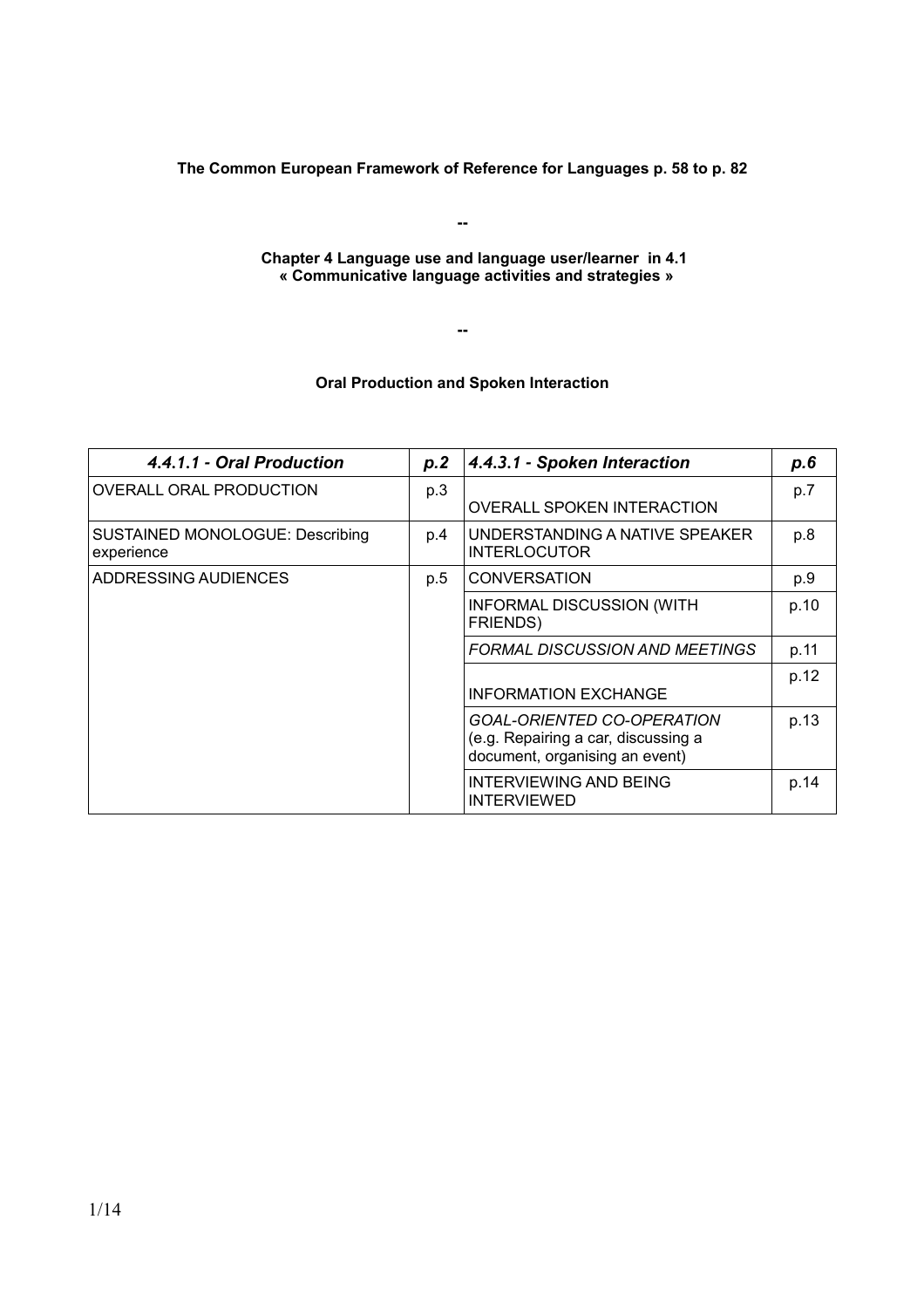**The Common European Framework of Reference for Languages p. 58 to p. 82**

--

**Chapter 4 Language use and language user/learner in 4.1 « Communicative language activities and strategies »**

--

**Oral Production and Spoken Interaction**

| ***4.4.1.1 - Oral Production*** | ***p.2*** | ***4.4.3.1 - Spoken Interaction*** | ***p.6*** |
| --- | --- | --- | --- |
| OVERALL ORAL PRODUCTION | p.3 | OVERALL SPOKEN INTERACTION | p.7 |
| SUSTAINED MONOLOGUE: Describing experience | p.4 | UNDERSTANDING A NATIVE SPEAKER INTERLOCUTOR | p.8 |
| ADDRESSING AUDIENCES | p.5 | CONVERSATION | p.9 |
| | | INFORMAL DISCUSSION (WITH FRIENDS) | p.10 |
| | | *FORMAL DISCUSSION AND MEETINGS* | p.11 |
| | | INFORMATION EXCHANGE | p.12 |
| | | *GOAL-ORIENTED CO-OPERATION* (e.g. Repairing a car, discussing a document, organising an event) | p.13 |
| | | INTERVIEWING AND BEING INTERVIEWED | p.14 |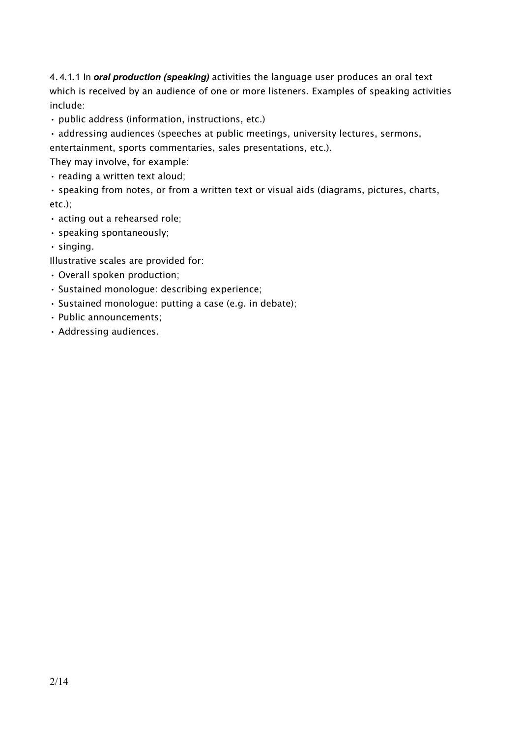4.4.1.1 In ***oral production (speaking)*** activities the language user produces an oral text which is received by an audience of one or more listeners. Examples of speaking activities include:

- public address (information, instructions, etc.)
- addressing audiences (speeches at public meetings, university lectures, sermons, entertainment, sports commentaries, sales presentations, etc.).

They may involve, for example:

- reading a written text aloud;
- speaking from notes, or from a written text or visual aids (diagrams, pictures, charts, etc.);
- acting out a rehearsed role;
- speaking spontaneously;
- singing.

Illustrative scales are provided for:

- Overall spoken production;
- Sustained monologue: describing experience;
- Sustained monologue: putting a case (e.g. in debate);
- Public announcements;
- Addressing audiences.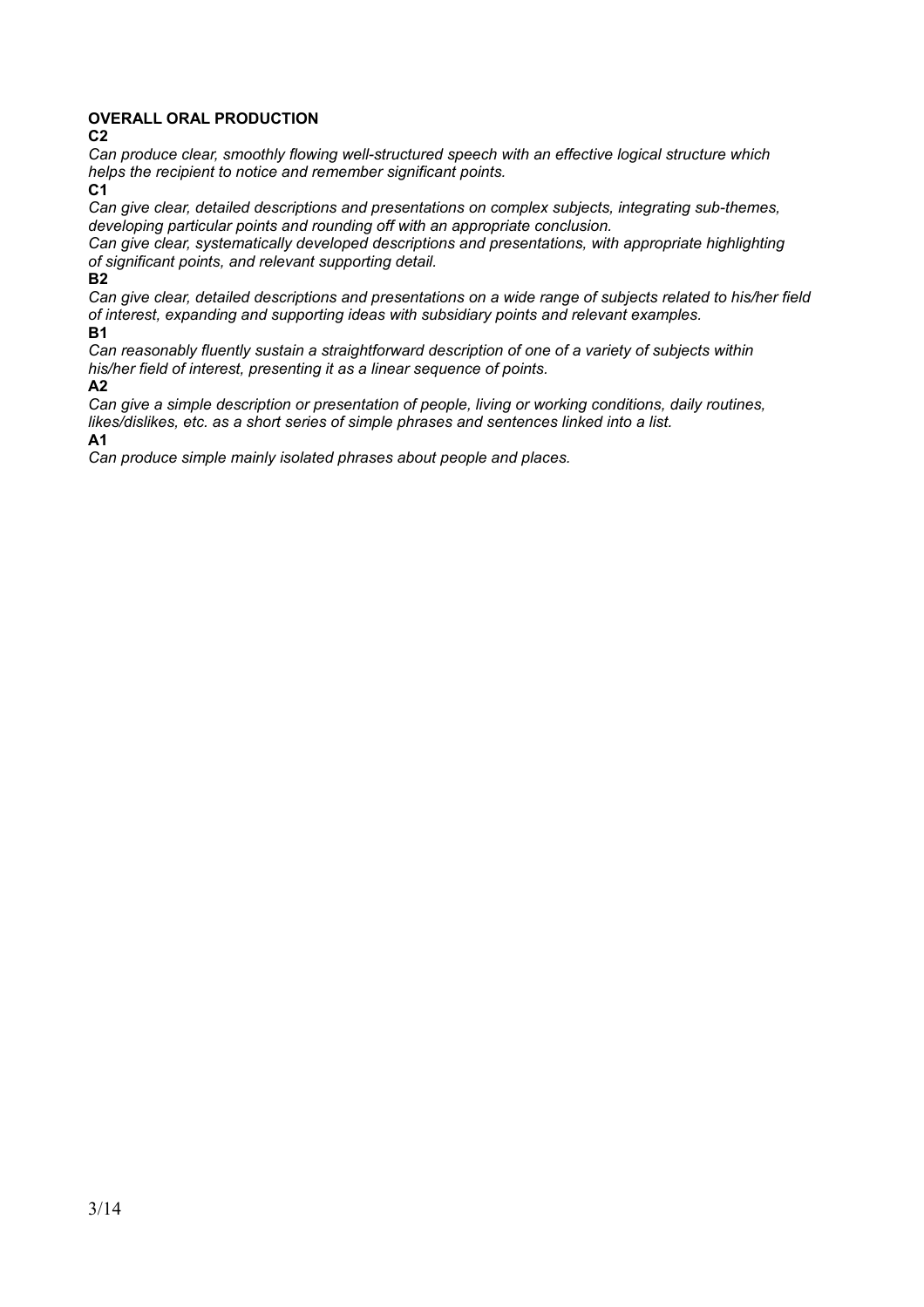**OVERALL ORAL PRODUCTION**

**C2**

*Can produce clear, smoothly flowing well-structured speech with an effective logical structure which helps the recipient to notice and remember significant points.*

**C1**

*Can give clear, detailed descriptions and presentations on complex subjects, integrating sub-themes, developing particular points and rounding off with an appropriate conclusion.*

*Can give clear, systematically developed descriptions and presentations, with appropriate highlighting of significant points, and relevant supporting detail.*

**B2**

*Can give clear, detailed descriptions and presentations on a wide range of subjects related to his/her field of interest, expanding and supporting ideas with subsidiary points and relevant examples.*

**B1**

*Can reasonably fluently sustain a straightforward description of one of a variety of subjects within his/her field of interest, presenting it as a linear sequence of points.*

**A2**

*Can give a simple description or presentation of people, living or working conditions, daily routines, likes/dislikes, etc. as a short series of simple phrases and sentences linked into a list.*

**A1**

*Can produce simple mainly isolated phrases about people and places.*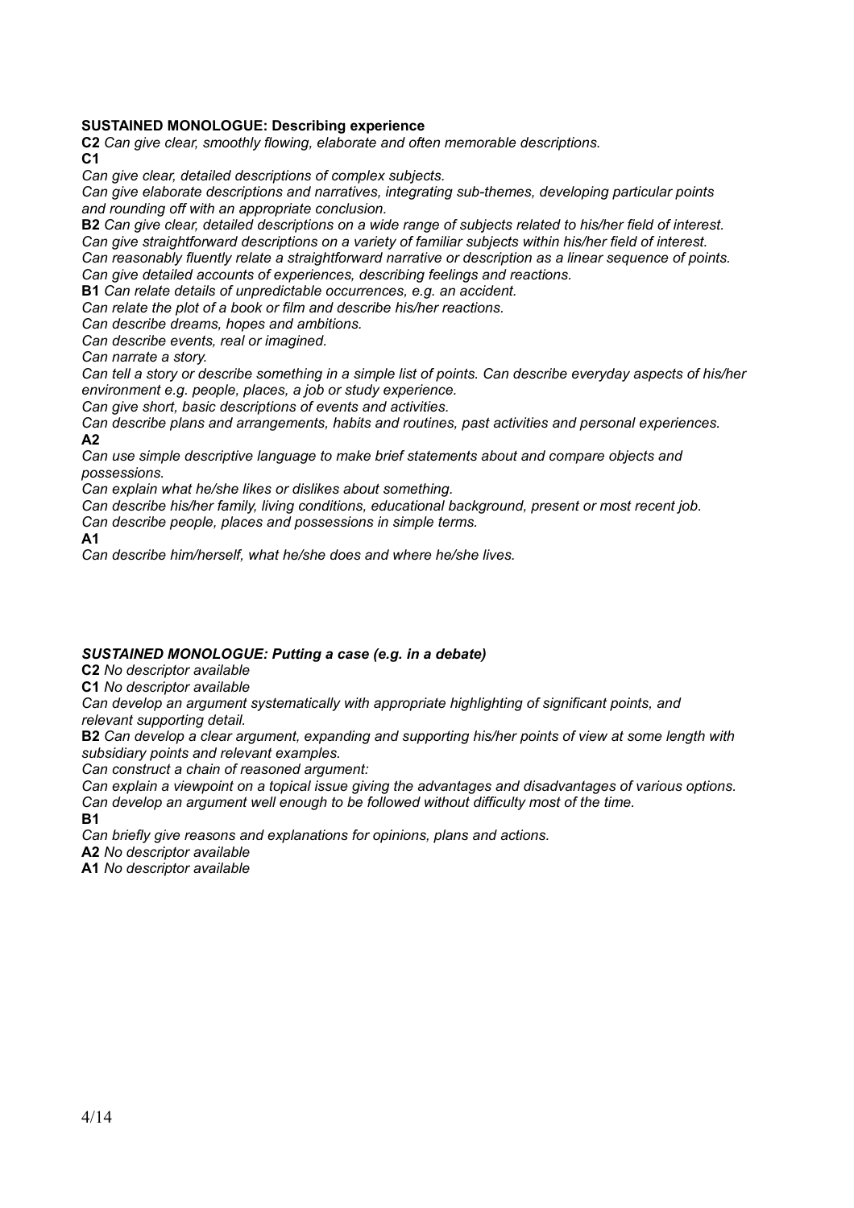**SUSTAINED MONOLOGUE: Describing experience**

**C2** *Can give clear, smoothly flowing, elaborate and often memorable descriptions.*

**C1**

*Can give clear, detailed descriptions of complex subjects.*

*Can give elaborate descriptions and narratives, integrating sub-themes, developing particular points and rounding off with an appropriate conclusion.*

**B2** *Can give clear, detailed descriptions on a wide range of subjects related to his/her field of interest.*

*Can give straightforward descriptions on a variety of familiar subjects within his/her field of interest.*

*Can reasonably fluently relate a straightforward narrative or description as a linear sequence of points.*

*Can give detailed accounts of experiences, describing feelings and reactions.*

**B1** *Can relate details of unpredictable occurrences, e.g. an accident.*

*Can relate the plot of a book or film and describe his/her reactions.*

*Can describe dreams, hopes and ambitions.*

*Can describe events, real or imagined.*

*Can narrate a story.*

*Can tell a story or describe something in a simple list of points. Can describe everyday aspects of his/her environment e.g. people, places, a job or study experience.*

*Can give short, basic descriptions of events and activities.*

*Can describe plans and arrangements, habits and routines, past activities and personal experiences.*

**A2**

*Can use simple descriptive language to make brief statements about and compare objects and possessions.*

*Can explain what he/she likes or dislikes about something.*

*Can describe his/her family, living conditions, educational background, present or most recent job.*

*Can describe people, places and possessions in simple terms.*

**A1**

*Can describe him/herself, what he/she does and where he/she lives.*

***SUSTAINED MONOLOGUE: Putting a case (e.g. in a debate)***

**C2** *No descriptor available*

**C1** *No descriptor available*

*Can develop an argument systematically with appropriate highlighting of significant points, and relevant supporting detail.*

**B2** *Can develop a clear argument, expanding and supporting his/her points of view at some length with subsidiary points and relevant examples.*

*Can construct a chain of reasoned argument:*

*Can explain a viewpoint on a topical issue giving the advantages and disadvantages of various options.*

*Can develop an argument well enough to be followed without difficulty most of the time.*

**B1**

*Can briefly give reasons and explanations for opinions, plans and actions.*

**A2** *No descriptor available*

**A1** *No descriptor available*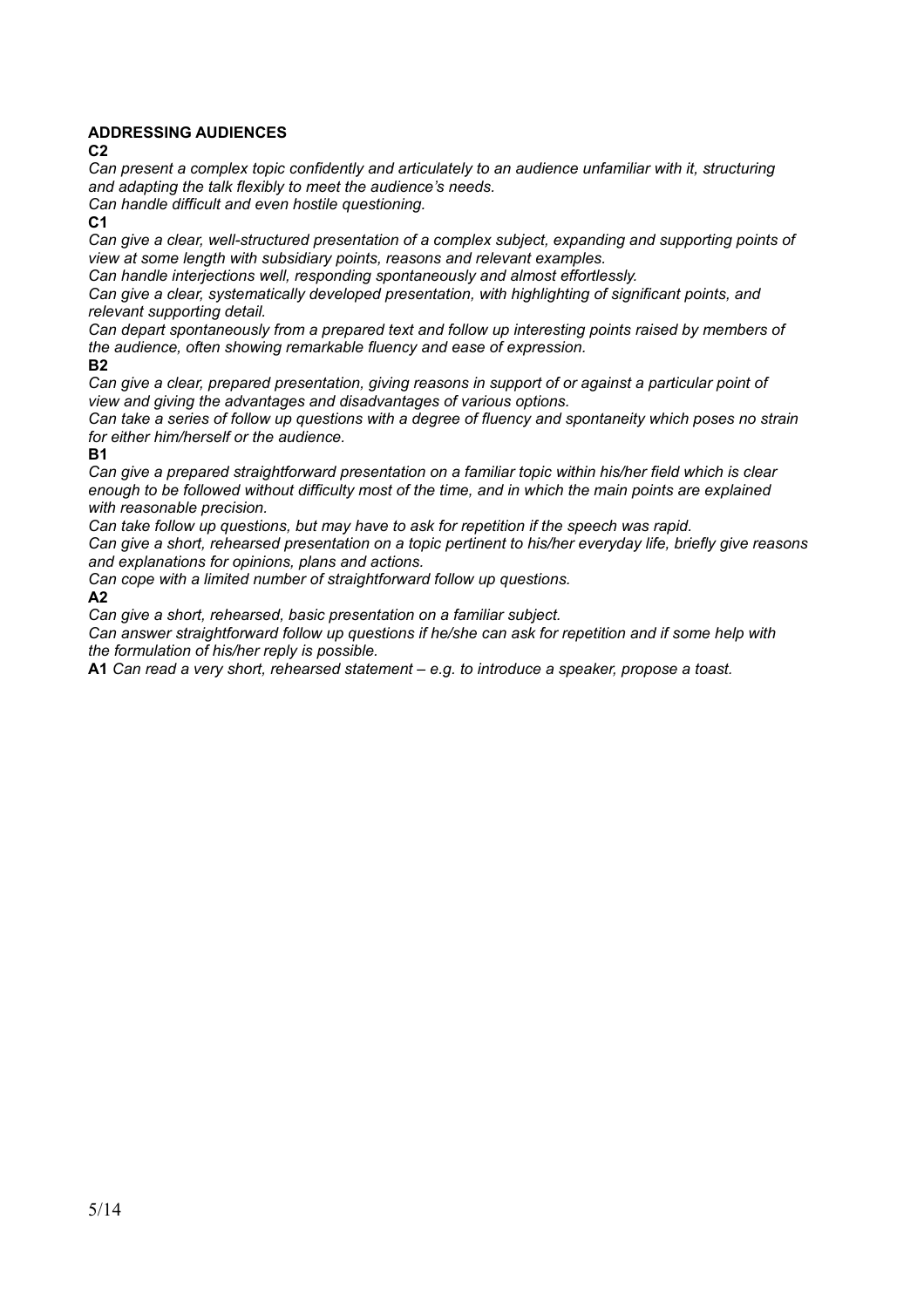**ADDRESSING AUDIENCES**

**C2**

*Can present a complex topic confidently and articulately to an audience unfamiliar with it, structuring and adapting the talk flexibly to meet the audience's needs.*

*Can handle difficult and even hostile questioning.*

**C1**

*Can give a clear, well-structured presentation of a complex subject, expanding and supporting points of view at some length with subsidiary points, reasons and relevant examples.*

*Can handle interjections well, responding spontaneously and almost effortlessly.*

*Can give a clear, systematically developed presentation, with highlighting of significant points, and relevant supporting detail.*

*Can depart spontaneously from a prepared text and follow up interesting points raised by members of the audience, often showing remarkable fluency and ease of expression.*

**B2**

*Can give a clear, prepared presentation, giving reasons in support of or against a particular point of view and giving the advantages and disadvantages of various options.*

*Can take a series of follow up questions with a degree of fluency and spontaneity which poses no strain for either him/herself or the audience.*

**B1**

*Can give a prepared straightforward presentation on a familiar topic within his/her field which is clear enough to be followed without difficulty most of the time, and in which the main points are explained with reasonable precision.*

*Can take follow up questions, but may have to ask for repetition if the speech was rapid.*

*Can give a short, rehearsed presentation on a topic pertinent to his/her everyday life, briefly give reasons and explanations for opinions, plans and actions.*

*Can cope with a limited number of straightforward follow up questions.*

**A2**

*Can give a short, rehearsed, basic presentation on a familiar subject.*

*Can answer straightforward follow up questions if he/she can ask for repetition and if some help with the formulation of his/her reply is possible.*

**A1** *Can read a very short, rehearsed statement – e.g. to introduce a speaker, propose a toast.*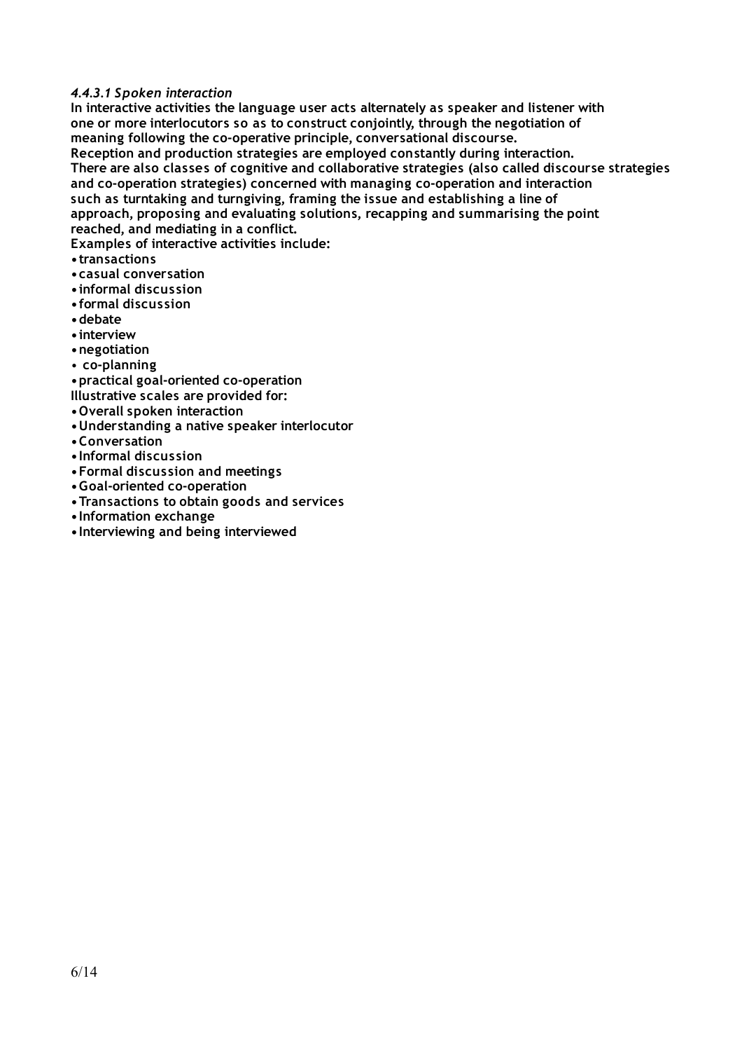#### *4.4.3.1 Spoken interaction*

**In interactive activities the language user acts alternately as speaker and listener with one or more interlocutors so as to construct conjointly, through the negotiation of meaning following the co-operative principle, conversational discourse.**
**Reception and production strategies are employed constantly during interaction.**
**There are also classes of cognitive and collaborative strategies (also called discourse strategies and co-operation strategies) concerned with managing co-operation and interaction such as turntaking and turngiving, framing the issue and establishing a line of approach, proposing and evaluating solutions, recapping and summarising the point reached, and mediating in a conflict.**
**Examples of interactive activities include:**

- **transactions**
- **casual conversation**
- **informal discussion**
- **formal discussion**
- **debate**
- **interview**
- **negotiation**
- **co-planning**
- **practical goal-oriented co-operation**

**Illustrative scales are provided for:**

- **Overall spoken interaction**
- **Understanding a native speaker interlocutor**
- **Conversation**
- **Informal discussion**
- **Formal discussion and meetings**
- **Goal-oriented co-operation**
- **Transactions to obtain goods and services**
- **Information exchange**
- **Interviewing and being interviewed**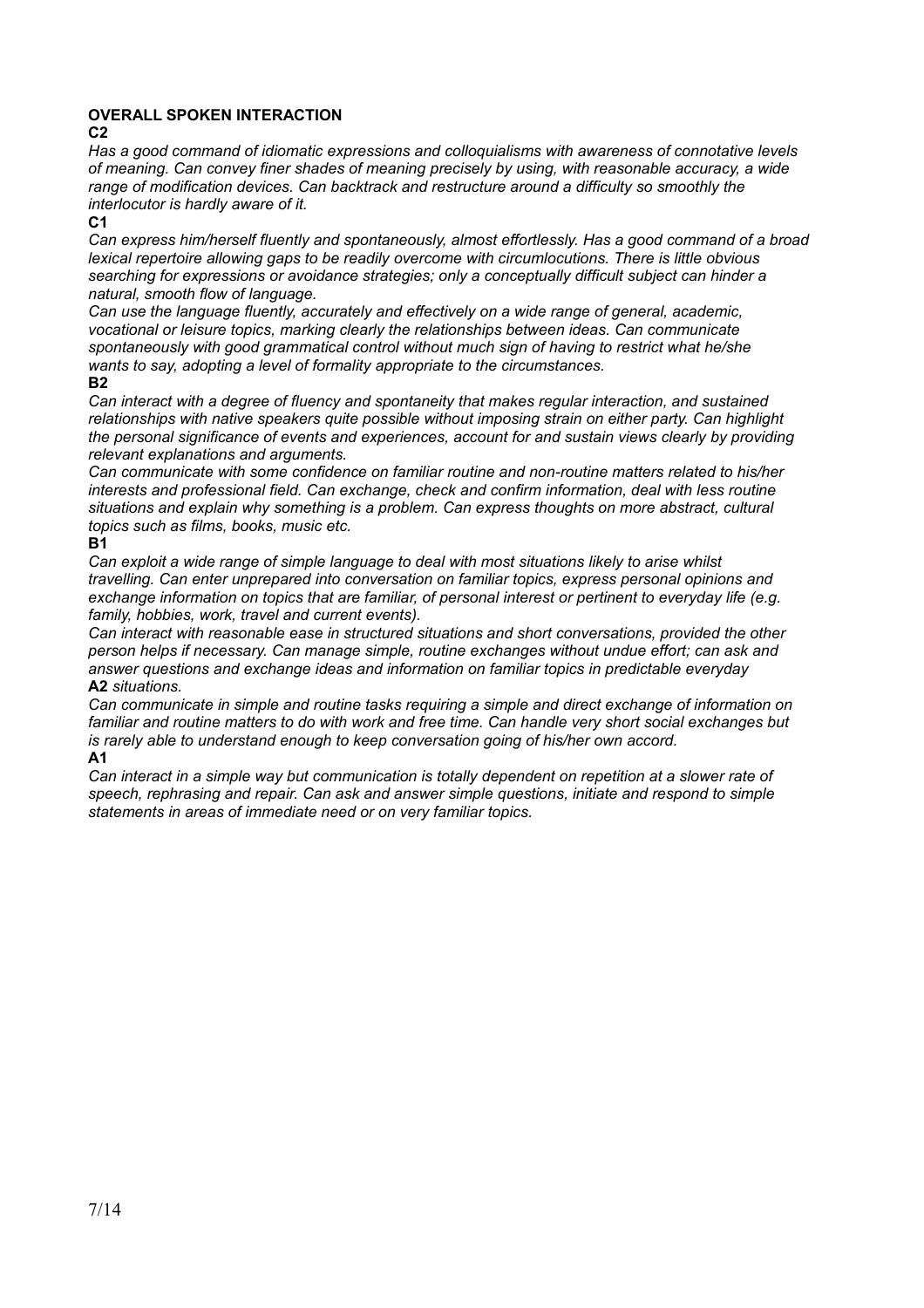**OVERALL SPOKEN INTERACTION**

**C2**

*Has a good command of idiomatic expressions and colloquialisms with awareness of connotative levels of meaning. Can convey finer shades of meaning precisely by using, with reasonable accuracy, a wide range of modification devices. Can backtrack and restructure around a difficulty so smoothly the interlocutor is hardly aware of it.*

**C1**

*Can express him/herself fluently and spontaneously, almost effortlessly. Has a good command of a broad lexical repertoire allowing gaps to be readily overcome with circumlocutions. There is little obvious searching for expressions or avoidance strategies; only a conceptually difficult subject can hinder a natural, smooth flow of language.*

*Can use the language fluently, accurately and effectively on a wide range of general, academic, vocational or leisure topics, marking clearly the relationships between ideas. Can communicate spontaneously with good grammatical control without much sign of having to restrict what he/she wants to say, adopting a level of formality appropriate to the circumstances.*

**B2**

*Can interact with a degree of fluency and spontaneity that makes regular interaction, and sustained relationships with native speakers quite possible without imposing strain on either party. Can highlight the personal significance of events and experiences, account for and sustain views clearly by providing relevant explanations and arguments.*

*Can communicate with some confidence on familiar routine and non-routine matters related to his/her interests and professional field. Can exchange, check and confirm information, deal with less routine situations and explain why something is a problem. Can express thoughts on more abstract, cultural topics such as films, books, music etc.*

**B1**

*Can exploit a wide range of simple language to deal with most situations likely to arise whilst travelling. Can enter unprepared into conversation on familiar topics, express personal opinions and exchange information on topics that are familiar, of personal interest or pertinent to everyday life (e.g. family, hobbies, work, travel and current events).*

*Can interact with reasonable ease in structured situations and short conversations, provided the other person helps if necessary. Can manage simple, routine exchanges without undue effort; can ask and answer questions and exchange ideas and information on familiar topics in predictable everyday*

**A2** *situations.*

*Can communicate in simple and routine tasks requiring a simple and direct exchange of information on familiar and routine matters to do with work and free time. Can handle very short social exchanges but is rarely able to understand enough to keep conversation going of his/her own accord.*

**A1**

*Can interact in a simple way but communication is totally dependent on repetition at a slower rate of speech, rephrasing and repair. Can ask and answer simple questions, initiate and respond to simple statements in areas of immediate need or on very familiar topics.*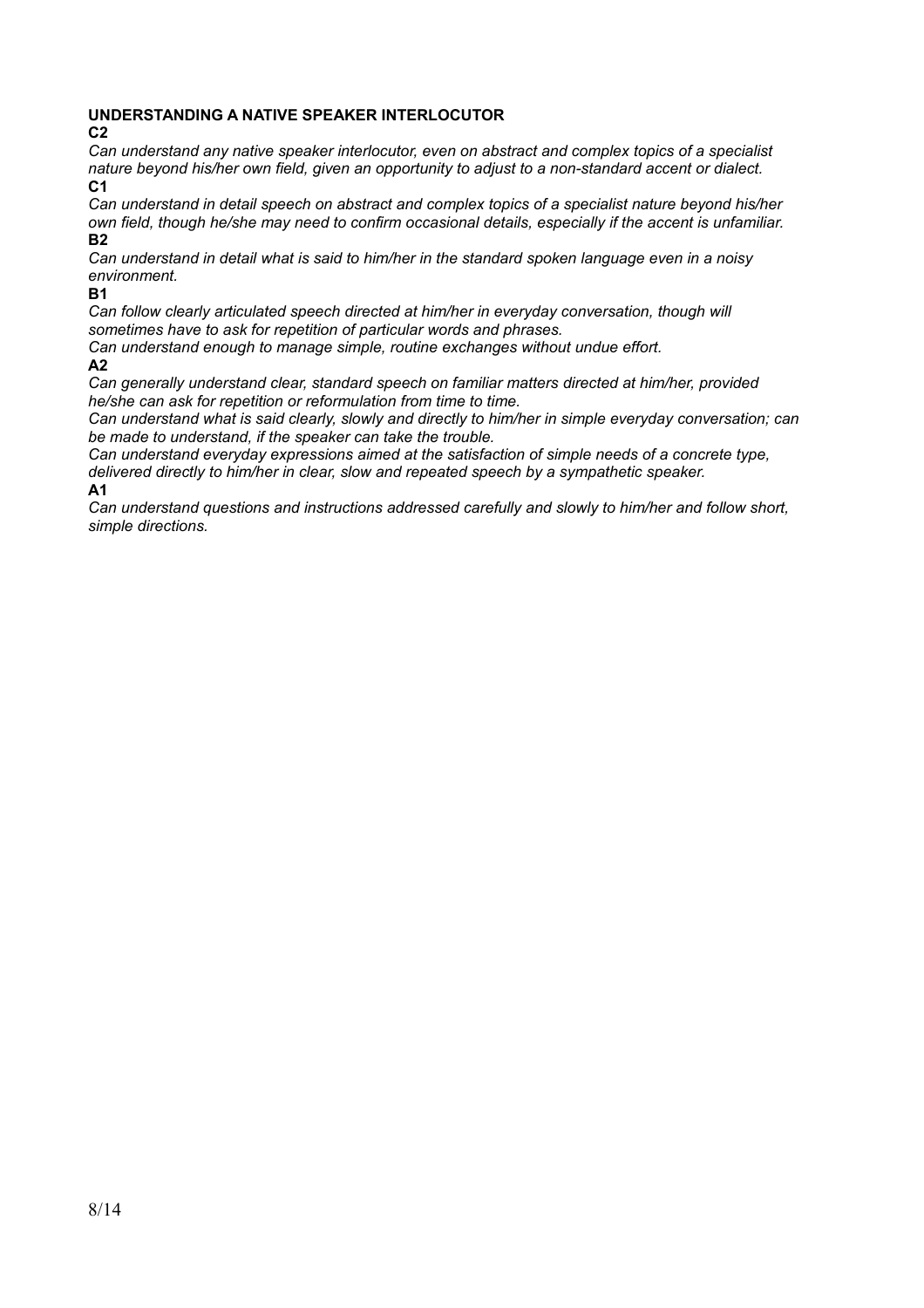**UNDERSTANDING A NATIVE SPEAKER INTERLOCUTOR**

**C2**

*Can understand any native speaker interlocutor, even on abstract and complex topics of a specialist nature beyond his/her own field, given an opportunity to adjust to a non-standard accent or dialect.*

**C1**

*Can understand in detail speech on abstract and complex topics of a specialist nature beyond his/her own field, though he/she may need to confirm occasional details, especially if the accent is unfamiliar.*

**B2**

*Can understand in detail what is said to him/her in the standard spoken language even in a noisy environment.*

**B1**

*Can follow clearly articulated speech directed at him/her in everyday conversation, though will sometimes have to ask for repetition of particular words and phrases.*

*Can understand enough to manage simple, routine exchanges without undue effort.*

**A2**

*Can generally understand clear, standard speech on familiar matters directed at him/her, provided he/she can ask for repetition or reformulation from time to time.*

*Can understand what is said clearly, slowly and directly to him/her in simple everyday conversation; can be made to understand, if the speaker can take the trouble.*

*Can understand everyday expressions aimed at the satisfaction of simple needs of a concrete type, delivered directly to him/her in clear, slow and repeated speech by a sympathetic speaker.*

**A1**

*Can understand questions and instructions addressed carefully and slowly to him/her and follow short, simple directions.*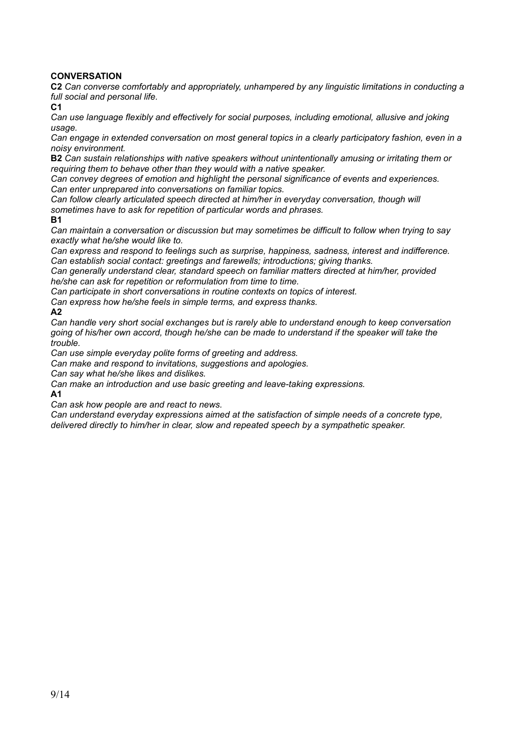**CONVERSATION**

**C2** *Can converse comfortably and appropriately, unhampered by any linguistic limitations in conducting a full social and personal life.*

**C1**

*Can use language flexibly and effectively for social purposes, including emotional, allusive and joking usage.*

*Can engage in extended conversation on most general topics in a clearly participatory fashion, even in a noisy environment.*

**B2** *Can sustain relationships with native speakers without unintentionally amusing or irritating them or requiring them to behave other than they would with a native speaker.*

*Can convey degrees of emotion and highlight the personal significance of events and experiences.*

*Can enter unprepared into conversations on familiar topics.*

*Can follow clearly articulated speech directed at him/her in everyday conversation, though will sometimes have to ask for repetition of particular words and phrases.*

**B1**

*Can maintain a conversation or discussion but may sometimes be difficult to follow when trying to say exactly what he/she would like to.*

*Can express and respond to feelings such as surprise, happiness, sadness, interest and indifference.*

*Can establish social contact: greetings and farewells; introductions; giving thanks.*

*Can generally understand clear, standard speech on familiar matters directed at him/her, provided he/she can ask for repetition or reformulation from time to time.*

*Can participate in short conversations in routine contexts on topics of interest.*

*Can express how he/she feels in simple terms, and express thanks.*

**A2**

*Can handle very short social exchanges but is rarely able to understand enough to keep conversation going of his/her own accord, though he/she can be made to understand if the speaker will take the trouble.*

*Can use simple everyday polite forms of greeting and address.*

*Can make and respond to invitations, suggestions and apologies.*

*Can say what he/she likes and dislikes.*

*Can make an introduction and use basic greeting and leave-taking expressions.*

**A1**

*Can ask how people are and react to news.*

*Can understand everyday expressions aimed at the satisfaction of simple needs of a concrete type, delivered directly to him/her in clear, slow and repeated speech by a sympathetic speaker.*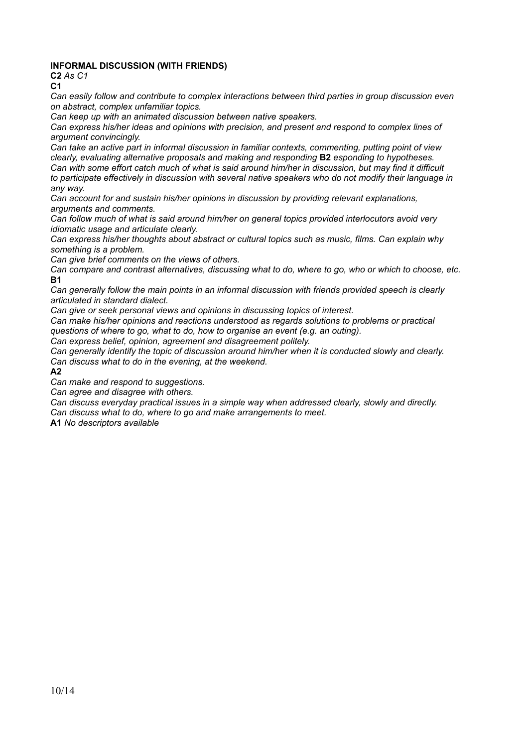**INFORMAL DISCUSSION (WITH FRIENDS)**

**C2** *As C1*

**C1**

*Can easily follow and contribute to complex interactions between third parties in group discussion even on abstract, complex unfamiliar topics.*

*Can keep up with an animated discussion between native speakers.*

*Can express his/her ideas and opinions with precision, and present and respond to complex lines of argument convincingly.*

*Can take an active part in informal discussion in familiar contexts, commenting, putting point of view clearly, evaluating alternative proposals and making and responding* **B2** *esponding to hypotheses.*

*Can with some effort catch much of what is said around him/her in discussion, but may find it difficult to participate effectively in discussion with several native speakers who do not modify their language in any way.*

*Can account for and sustain his/her opinions in discussion by providing relevant explanations, arguments and comments.*

*Can follow much of what is said around him/her on general topics provided interlocutors avoid very idiomatic usage and articulate clearly.*

*Can express his/her thoughts about abstract or cultural topics such as music, films. Can explain why something is a problem.*

*Can give brief comments on the views of others.*

*Can compare and contrast alternatives, discussing what to do, where to go, who or which to choose, etc.*

**B1**

*Can generally follow the main points in an informal discussion with friends provided speech is clearly articulated in standard dialect.*

*Can give or seek personal views and opinions in discussing topics of interest.*

*Can make his/her opinions and reactions understood as regards solutions to problems or practical questions of where to go, what to do, how to organise an event (e.g. an outing).*

*Can express belief, opinion, agreement and disagreement politely.*

*Can generally identify the topic of discussion around him/her when it is conducted slowly and clearly.*

*Can discuss what to do in the evening, at the weekend.*

**A2**

*Can make and respond to suggestions.*

*Can agree and disagree with others.*

*Can discuss everyday practical issues in a simple way when addressed clearly, slowly and directly.*

*Can discuss what to do, where to go and make arrangements to meet.*

**A1** *No descriptors available*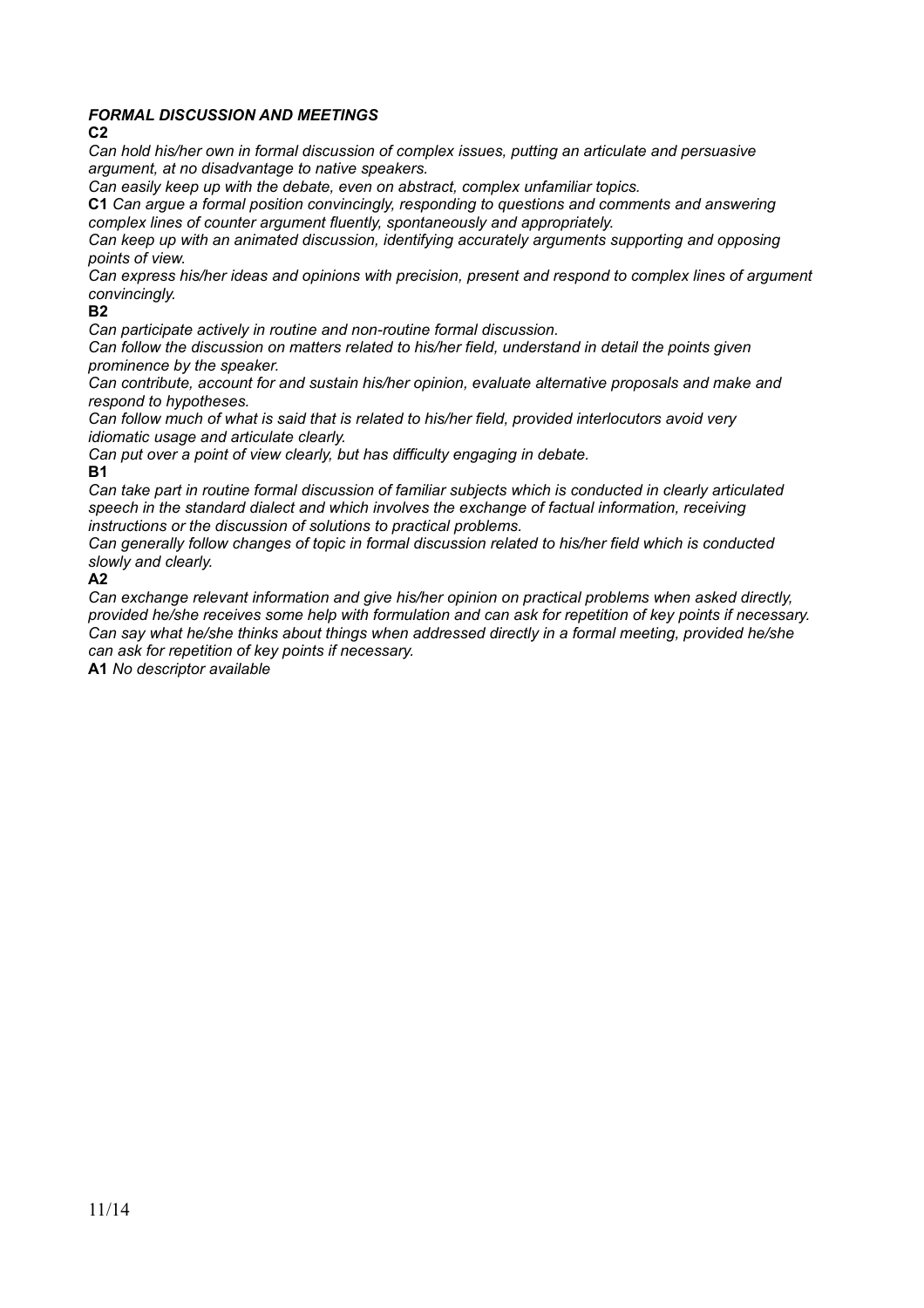***FORMAL DISCUSSION AND MEETINGS***

**C2**

*Can hold his/her own in formal discussion of complex issues, putting an articulate and persuasive argument, at no disadvantage to native speakers.*

*Can easily keep up with the debate, even on abstract, complex unfamiliar topics.*

**C1** *Can argue a formal position convincingly, responding to questions and comments and answering complex lines of counter argument fluently, spontaneously and appropriately.*

*Can keep up with an animated discussion, identifying accurately arguments supporting and opposing points of view.*

*Can express his/her ideas and opinions with precision, present and respond to complex lines of argument convincingly.*

**B2**

*Can participate actively in routine and non-routine formal discussion.*

*Can follow the discussion on matters related to his/her field, understand in detail the points given prominence by the speaker.*

*Can contribute, account for and sustain his/her opinion, evaluate alternative proposals and make and respond to hypotheses.*

*Can follow much of what is said that is related to his/her field, provided interlocutors avoid very idiomatic usage and articulate clearly.*

*Can put over a point of view clearly, but has difficulty engaging in debate.*

**B1**

*Can take part in routine formal discussion of familiar subjects which is conducted in clearly articulated speech in the standard dialect and which involves the exchange of factual information, receiving instructions or the discussion of solutions to practical problems.*

*Can generally follow changes of topic in formal discussion related to his/her field which is conducted slowly and clearly.*

**A2**

*Can exchange relevant information and give his/her opinion on practical problems when asked directly, provided he/she receives some help with formulation and can ask for repetition of key points if necessary.*

*Can say what he/she thinks about things when addressed directly in a formal meeting, provided he/she can ask for repetition of key points if necessary.*

**A1** *No descriptor available*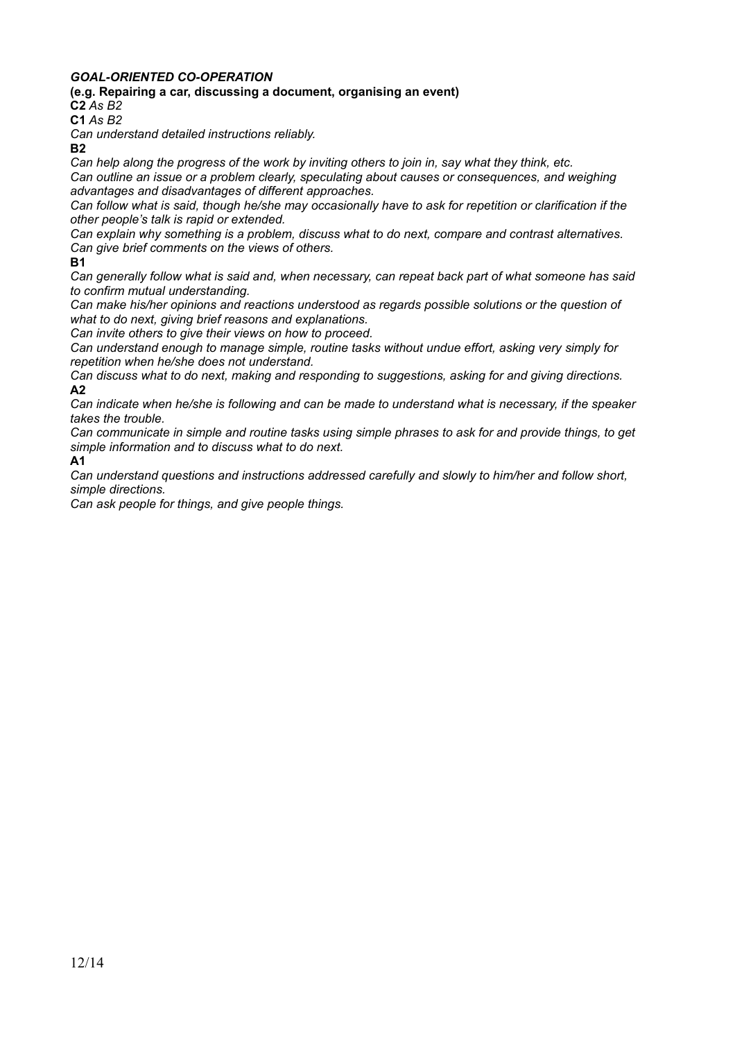***GOAL-ORIENTED CO-OPERATION***

**(e.g. Repairing a car, discussing a document, organising an event)**

**C2** *As B2*

**C1** *As B2*

*Can understand detailed instructions reliably.*

**B2**

*Can help along the progress of the work by inviting others to join in, say what they think, etc.*

*Can outline an issue or a problem clearly, speculating about causes or consequences, and weighing advantages and disadvantages of different approaches.*

*Can follow what is said, though he/she may occasionally have to ask for repetition or clarification if the other people's talk is rapid or extended.*

*Can explain why something is a problem, discuss what to do next, compare and contrast alternatives.*

*Can give brief comments on the views of others.*

**B1**

*Can generally follow what is said and, when necessary, can repeat back part of what someone has said to confirm mutual understanding.*

*Can make his/her opinions and reactions understood as regards possible solutions or the question of what to do next, giving brief reasons and explanations.*

*Can invite others to give their views on how to proceed.*

*Can understand enough to manage simple, routine tasks without undue effort, asking very simply for repetition when he/she does not understand.*

*Can discuss what to do next, making and responding to suggestions, asking for and giving directions.*

**A2**

*Can indicate when he/she is following and can be made to understand what is necessary, if the speaker takes the trouble.*

*Can communicate in simple and routine tasks using simple phrases to ask for and provide things, to get simple information and to discuss what to do next.*

**A1**

*Can understand questions and instructions addressed carefully and slowly to him/her and follow short, simple directions.*

*Can ask people for things, and give people things.*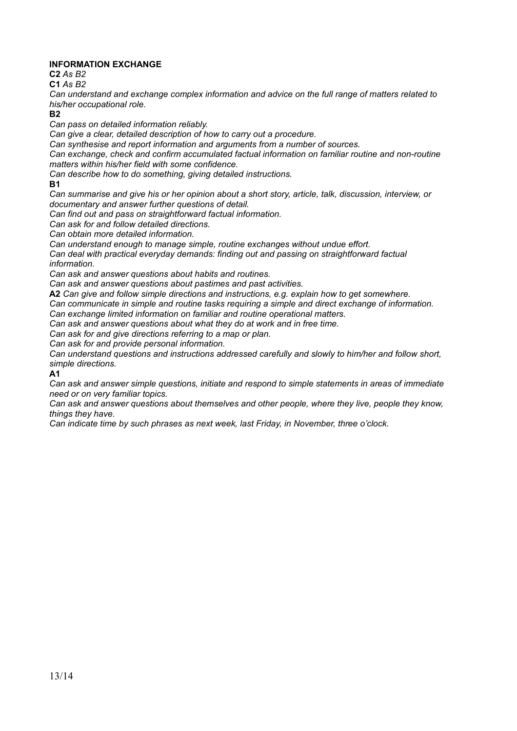**INFORMATION EXCHANGE**

**C2** *As B2*

**C1** *As B2*

*Can understand and exchange complex information and advice on the full range of matters related to his/her occupational role.*

**B2**

*Can pass on detailed information reliably.*

*Can give a clear, detailed description of how to carry out a procedure.*

*Can synthesise and report information and arguments from a number of sources.*

*Can exchange, check and confirm accumulated factual information on familiar routine and non-routine matters within his/her field with some confidence.*

*Can describe how to do something, giving detailed instructions.*

**B1**

*Can summarise and give his or her opinion about a short story, article, talk, discussion, interview, or documentary and answer further questions of detail.*

*Can find out and pass on straightforward factual information.*

*Can ask for and follow detailed directions.*

*Can obtain more detailed information.*

*Can understand enough to manage simple, routine exchanges without undue effort.*

*Can deal with practical everyday demands: finding out and passing on straightforward factual information.*

*Can ask and answer questions about habits and routines.*

*Can ask and answer questions about pastimes and past activities.*

**A2** *Can give and follow simple directions and instructions, e.g. explain how to get somewhere.*

*Can communicate in simple and routine tasks requiring a simple and direct exchange of information.*

*Can exchange limited information on familiar and routine operational matters.*

*Can ask and answer questions about what they do at work and in free time.*

*Can ask for and give directions referring to a map or plan.*

*Can ask for and provide personal information.*

*Can understand questions and instructions addressed carefully and slowly to him/her and follow short, simple directions.*

**A1**

*Can ask and answer simple questions, initiate and respond to simple statements in areas of immediate need or on very familiar topics.*

*Can ask and answer questions about themselves and other people, where they live, people they know, things they have.*

*Can indicate time by such phrases as next week, last Friday, in November, three o'clock.*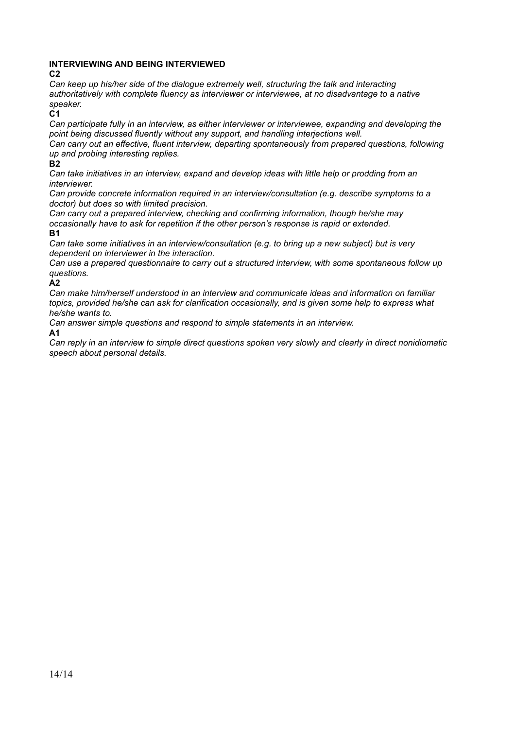**INTERVIEWING AND BEING INTERVIEWED**

**C2**

*Can keep up his/her side of the dialogue extremely well, structuring the talk and interacting authoritatively with complete fluency as interviewer or interviewee, at no disadvantage to a native speaker.*

**C1**

*Can participate fully in an interview, as either interviewer or interviewee, expanding and developing the point being discussed fluently without any support, and handling interjections well.*

*Can carry out an effective, fluent interview, departing spontaneously from prepared questions, following up and probing interesting replies.*

**B2**

*Can take initiatives in an interview, expand and develop ideas with little help or prodding from an interviewer.*

*Can provide concrete information required in an interview/consultation (e.g. describe symptoms to a doctor) but does so with limited precision.*

*Can carry out a prepared interview, checking and confirming information, though he/she may occasionally have to ask for repetition if the other person's response is rapid or extended.*

**B1**

*Can take some initiatives in an interview/consultation (e.g. to bring up a new subject) but is very dependent on interviewer in the interaction.*

*Can use a prepared questionnaire to carry out a structured interview, with some spontaneous follow up questions.*

**A2**

*Can make him/herself understood in an interview and communicate ideas and information on familiar topics, provided he/she can ask for clarification occasionally, and is given some help to express what he/she wants to.*

*Can answer simple questions and respond to simple statements in an interview.*

**A1**

*Can reply in an interview to simple direct questions spoken very slowly and clearly in direct nonidiomatic speech about personal details.*